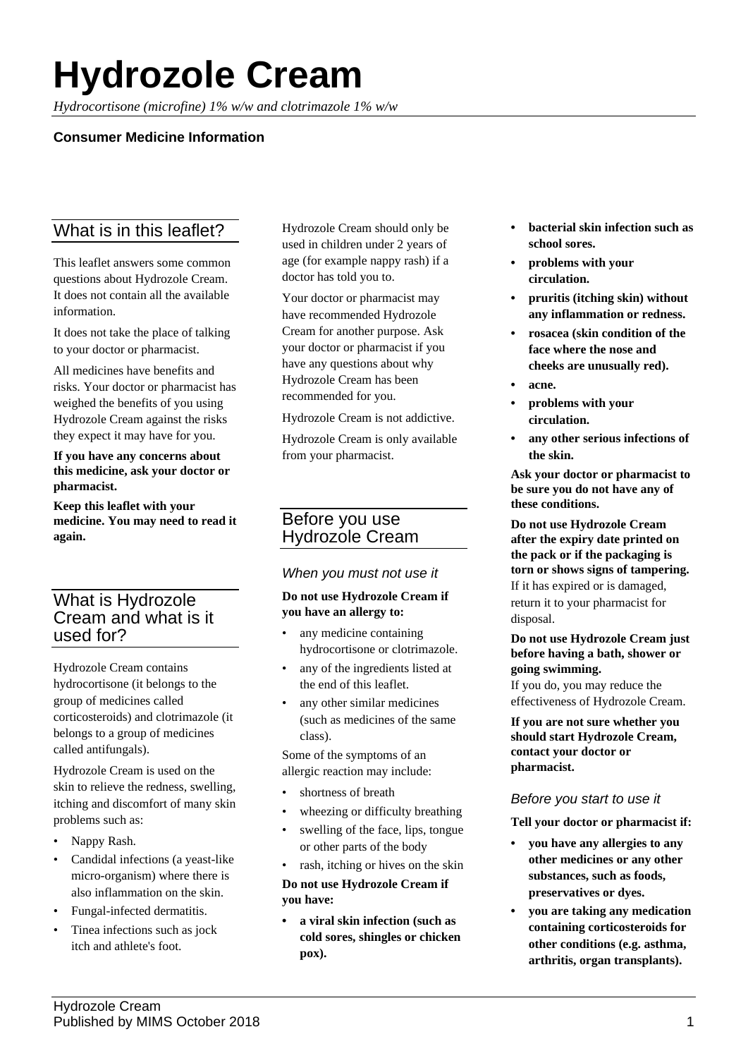# Hydrozole Cream

*Hydrocortisone (microfine) 1% w/w and clotrimazole 1% w/w*

**Consumer Medicine Information**

## What is in this leaflet?

This leaflet answers some common questions about Hydrozole Cream. It does not contain all the available information.

It does not take the place of talking to your doctor or pharmacist.

All medicines have benefits and risks. Your doctor or pharmacist has weighed the benefits of you using Hydrozole Cream against the risks they expect it may have for you.

**If you have any concerns about this medicine, ask your doctor or pharmacist.**

**Keep this leaflet with your medicine. You may need to read it again.**

## What is Hydrozole Cream and what is it used for?

Hydrozole Cream contains hydrocortisone (it belongs to the group of medicines called corticosteroids) and clotrimazole (it belongs to a group of medicines called antifungals).

Hydrozole Cream is used on the skin to relieve the redness, swelling, itching and discomfort of many skin problems such as:

- Nappy Rash.
- Candidal infections (a yeast-like micro-organism) where there is also inflammation on the skin.
- Fungal-infected dermatitis.
- Tinea infections such as jock itch and athlete's foot.

Hydrozole Cream should only be used in children under 2 years of age (for example nappy rash) if a doctor has told you to.

Your doctor or pharmacist may have recommended Hydrozole Cream for another purpose. Ask your doctor or pharmacist if you have any questions about why Hydrozole Cream has been recommended for you.

Hydrozole Cream is not addictive.

Hydrozole Cream is only available from your pharmacist.

## Before you use Hydrozole Cream

### *When you must not use it*

**Do not use Hydrozole Cream if you have an allergy to:**

- any medicine containing hydrocortisone or clotrimazole.
- any of the ingredients listed at the end of this leaflet.
- any other similar medicines (such as medicines of the same class).

Some of the symptoms of an allergic reaction may include:

- shortness of breath
- wheezing or difficulty breathing
- swelling of the face, lips, tongue or other parts of the body
- rash, itching or hives on the skin

**Do not use Hydrozole Cream if you have:**

- **a viral skin infection (such as cold sores, shingles or chicken pox).**
- **bacterial skin infection such as school sores.**
- **problems with your circulation.**
- **pruritis (itching skin) without any inflammation or redness.**
- **rosacea (skin condition of the face where the nose and cheeks are unusually red).**
- **acne.**
- **problems with your circulation.**
- **any other serious infections of the skin.**

**Ask your doctor or pharmacist to be sure you do not have any of these conditions.**

**Do not use Hydrozole Cream after the expiry date printed on the pack or if the packaging is torn or shows signs of tampering.** If it has expired or is damaged, return it to your pharmacist for disposal.

**Do not use Hydrozole Cream just before having a bath, shower or going swimming.**
If you do, you may reduce the effectiveness of Hydrozole Cream.

**If you are not sure whether you should start Hydrozole Cream, contact your doctor or pharmacist.**

### *Before you start to use it*

**Tell your doctor or pharmacist if:**

- **you have any allergies to any other medicines or any other substances, such as foods, preservatives or dyes.**
- **you are taking any medication containing corticosteroids for other conditions (e.g. asthma, arthritis, organ transplants).**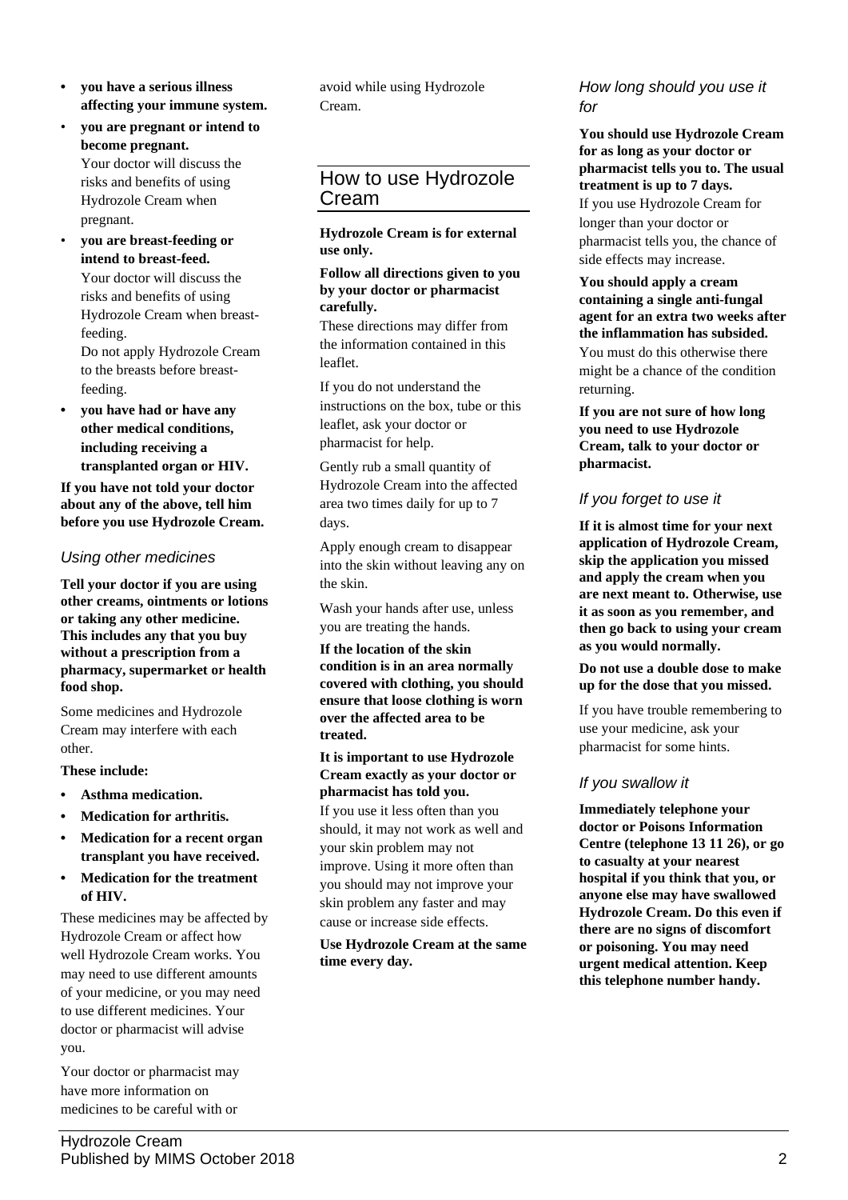- **you have a serious illness affecting your immune system.**
- **you are pregnant or intend to become pregnant.**
  Your doctor will discuss the risks and benefits of using Hydrozole Cream when pregnant.
- **you are breast-feeding or intend to breast-feed.**
  Your doctor will discuss the risks and benefits of using Hydrozole Cream when breast-feeding.
  Do not apply Hydrozole Cream to the breasts before breast-feeding.
- **you have had or have any other medical conditions, including receiving a transplanted organ or HIV.**

**If you have not told your doctor about any of the above, tell him before you use Hydrozole Cream.**

### *Using other medicines*

**Tell your doctor if you are using other creams, ointments or lotions or taking any other medicine. This includes any that you buy without a prescription from a pharmacy, supermarket or health food shop.**

Some medicines and Hydrozole Cream may interfere with each other.

**These include:**

- **Asthma medication.**
- **Medication for arthritis.**
- **Medication for a recent organ transplant you have received.**
- **Medication for the treatment of HIV.**

These medicines may be affected by Hydrozole Cream or affect how well Hydrozole Cream works. You may need to use different amounts of your medicine, or you may need to use different medicines. Your doctor or pharmacist will advise you.

Your doctor or pharmacist may have more information on medicines to be careful with or avoid while using Hydrozole Cream.

## How to use Hydrozole Cream

**Hydrozole Cream is for external use only.**

**Follow all directions given to you by your doctor or pharmacist carefully.**

These directions may differ from the information contained in this leaflet.

If you do not understand the instructions on the box, tube or this leaflet, ask your doctor or pharmacist for help.

Gently rub a small quantity of Hydrozole Cream into the affected area two times daily for up to 7 days.

Apply enough cream to disappear into the skin without leaving any on the skin.

Wash your hands after use, unless you are treating the hands.

**If the location of the skin condition is in an area normally covered with clothing, you should ensure that loose clothing is worn over the affected area to be treated.**

**It is important to use Hydrozole Cream exactly as your doctor or pharmacist has told you.**

If you use it less often than you should, it may not work as well and your skin problem may not improve. Using it more often than you should may not improve your skin problem any faster and may cause or increase side effects.

**Use Hydrozole Cream at the same time every day.**

### *How long should you use it for*

**You should use Hydrozole Cream for as long as your doctor or pharmacist tells you to. The usual treatment is up to 7 days.**

If you use Hydrozole Cream for longer than your doctor or pharmacist tells you, the chance of side effects may increase.

**You should apply a cream containing a single anti-fungal agent for an extra two weeks after the inflammation has subsided.**

You must do this otherwise there might be a chance of the condition returning.

**If you are not sure of how long you need to use Hydrozole Cream, talk to your doctor or pharmacist.**

### *If you forget to use it*

**If it is almost time for your next application of Hydrozole Cream, skip the application you missed and apply the cream when you are next meant to. Otherwise, use it as soon as you remember, and then go back to using your cream as you would normally.**

**Do not use a double dose to make up for the dose that you missed.**

If you have trouble remembering to use your medicine, ask your pharmacist for some hints.

### *If you swallow it*

**Immediately telephone your doctor or Poisons Information Centre (telephone 13 11 26), or go to casualty at your nearest hospital if you think that you, or anyone else may have swallowed Hydrozole Cream. Do this even if there are no signs of discomfort or poisoning. You may need urgent medical attention. Keep this telephone number handy.**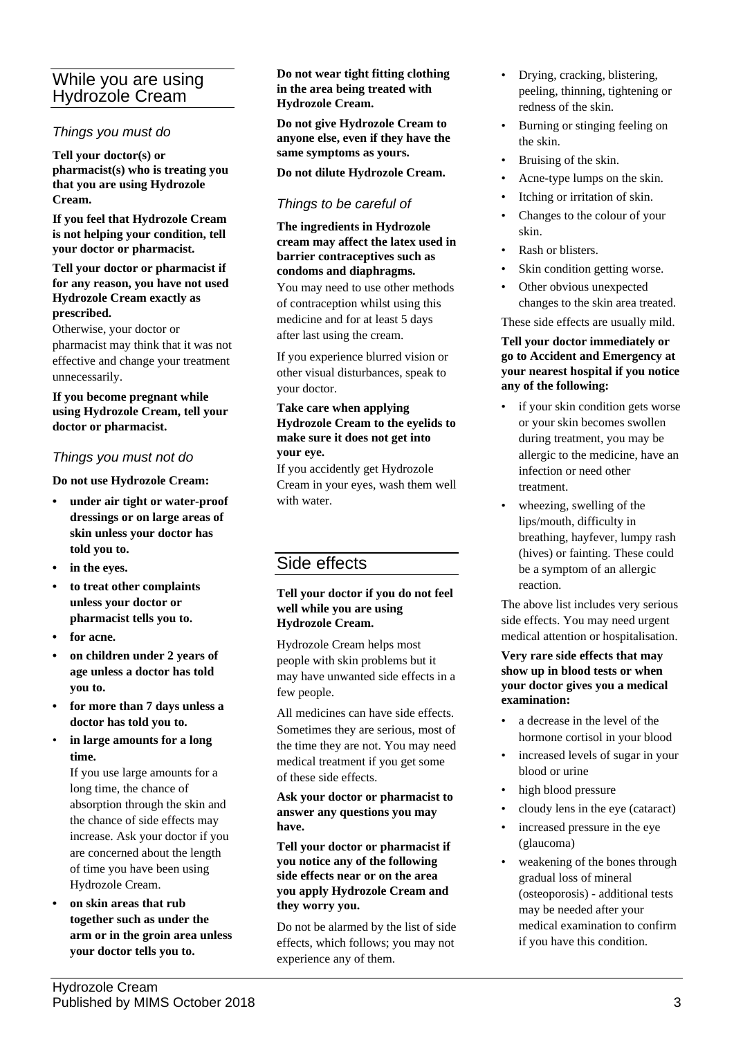## While you are using Hydrozole Cream

### Things you must do

**Tell your doctor(s) or pharmacist(s) who is treating you that you are using Hydrozole Cream.**

**If you feel that Hydrozole Cream is not helping your condition, tell your doctor or pharmacist.**

**Tell your doctor or pharmacist if for any reason, you have not used Hydrozole Cream exactly as prescribed.**
Otherwise, your doctor or pharmacist may think that it was not effective and change your treatment unnecessarily.

**If you become pregnant while using Hydrozole Cream, tell your doctor or pharmacist.**

### Things you must not do

**Do not use Hydrozole Cream:**

- **under air tight or water-proof dressings or on large areas of skin unless your doctor has told you to.**
- **in the eyes.**
- **to treat other complaints unless your doctor or pharmacist tells you to.**
- **for acne.**
- **on children under 2 years of age unless a doctor has told you to.**
- **for more than 7 days unless a doctor has told you to.**
- **in large amounts for a long time.**
  If you use large amounts for a long time, the chance of absorption through the skin and the chance of side effects may increase. Ask your doctor if you are concerned about the length of time you have been using Hydrozole Cream.
- **on skin areas that rub together such as under the arm or in the groin area unless your doctor tells you to.**

**Do not wear tight fitting clothing in the area being treated with Hydrozole Cream.**

**Do not give Hydrozole Cream to anyone else, even if they have the same symptoms as yours.**

**Do not dilute Hydrozole Cream.**

### Things to be careful of

**The ingredients in Hydrozole cream may affect the latex used in barrier contraceptives such as condoms and diaphragms.**
You may need to use other methods of contraception whilst using this medicine and for at least 5 days after last using the cream.

If you experience blurred vision or other visual disturbances, speak to your doctor.

**Take care when applying Hydrozole Cream to the eyelids to make sure it does not get into your eye.**
If you accidently get Hydrozole Cream in your eyes, wash them well with water.

## Side effects

**Tell your doctor if you do not feel well while you are using Hydrozole Cream.**

Hydrozole Cream helps most people with skin problems but it may have unwanted side effects in a few people.

All medicines can have side effects. Sometimes they are serious, most of the time they are not. You may need medical treatment if you get some of these side effects.

**Ask your doctor or pharmacist to answer any questions you may have.**

**Tell your doctor or pharmacist if you notice any of the following side effects near or on the area you apply Hydrozole Cream and they worry you.**

Do not be alarmed by the list of side effects, which follows; you may not experience any of them.

- Drying, cracking, blistering, peeling, thinning, tightening or redness of the skin.
- Burning or stinging feeling on the skin.
- Bruising of the skin.
- Acne-type lumps on the skin.
- Itching or irritation of skin.
- Changes to the colour of your skin.
- Rash or blisters.
- Skin condition getting worse.
- Other obvious unexpected changes to the skin area treated.

These side effects are usually mild.

**Tell your doctor immediately or go to Accident and Emergency at your nearest hospital if you notice any of the following:**

- if your skin condition gets worse or your skin becomes swollen during treatment, you may be allergic to the medicine, have an infection or need other treatment.
- wheezing, swelling of the lips/mouth, difficulty in breathing, hayfever, lumpy rash (hives) or fainting. These could be a symptom of an allergic reaction.

The above list includes very serious side effects. You may need urgent medical attention or hospitalisation.

**Very rare side effects that may show up in blood tests or when your doctor gives you a medical examination:**

- a decrease in the level of the hormone cortisol in your blood
- increased levels of sugar in your blood or urine
- high blood pressure
- cloudy lens in the eye (cataract)
- increased pressure in the eye (glaucoma)
- weakening of the bones through gradual loss of mineral (osteoporosis) - additional tests may be needed after your medical examination to confirm if you have this condition.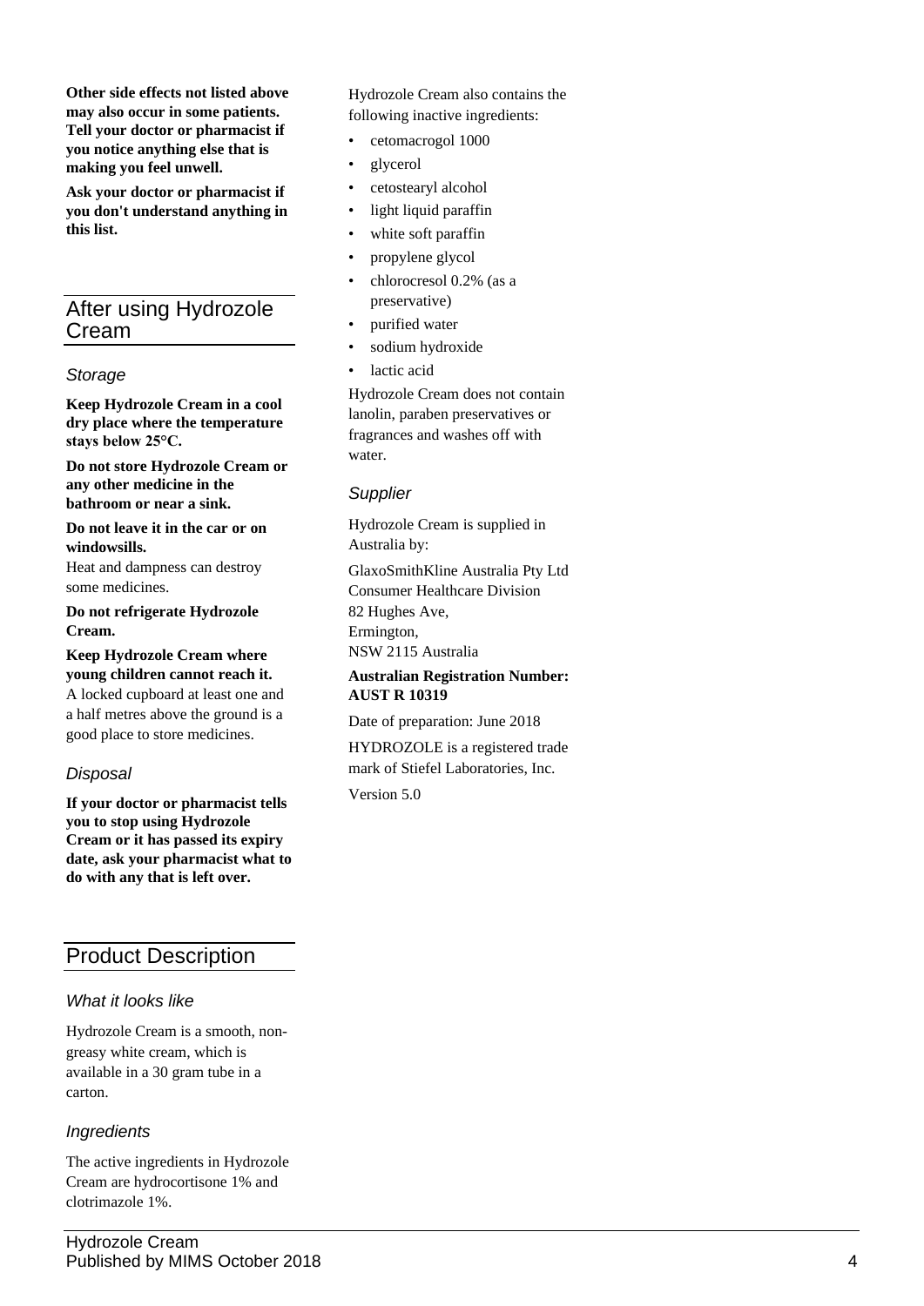**Other side effects not listed above may also occur in some patients. Tell your doctor or pharmacist if you notice anything else that is making you feel unwell.**

**Ask your doctor or pharmacist if you don't understand anything in this list.**

## After using Hydrozole Cream

### *Storage*

**Keep Hydrozole Cream in a cool dry place where the temperature stays below 25°C.**

**Do not store Hydrozole Cream or any other medicine in the bathroom or near a sink.**

**Do not leave it in the car or on windowsills.**

Heat and dampness can destroy some medicines.

**Do not refrigerate Hydrozole Cream.**

**Keep Hydrozole Cream where young children cannot reach it.**

A locked cupboard at least one and a half metres above the ground is a good place to store medicines.

### *Disposal*

**If your doctor or pharmacist tells you to stop using Hydrozole Cream or it has passed its expiry date, ask your pharmacist what to do with any that is left over.**

## Product Description

### *What it looks like*

Hydrozole Cream is a smooth, non-greasy white cream, which is available in a 30 gram tube in a carton.

### *Ingredients*

The active ingredients in Hydrozole Cream are hydrocortisone 1% and clotrimazole 1%.

Hydrozole Cream also contains the following inactive ingredients:

- cetomacrogol 1000
- glycerol
- cetostearyl alcohol
- light liquid paraffin
- white soft paraffin
- propylene glycol
- chlorocresol 0.2% (as a preservative)
- purified water
- sodium hydroxide
- lactic acid

Hydrozole Cream does not contain lanolin, paraben preservatives or fragrances and washes off with water.

### *Supplier*

Hydrozole Cream is supplied in Australia by:

GlaxoSmithKline Australia Pty Ltd
Consumer Healthcare Division
82 Hughes Ave,
Ermington,
NSW 2115 Australia

**Australian Registration Number: AUST R 10319**

Date of preparation: June 2018

HYDROZOLE is a registered trade mark of Stiefel Laboratories, Inc.

Version 5.0